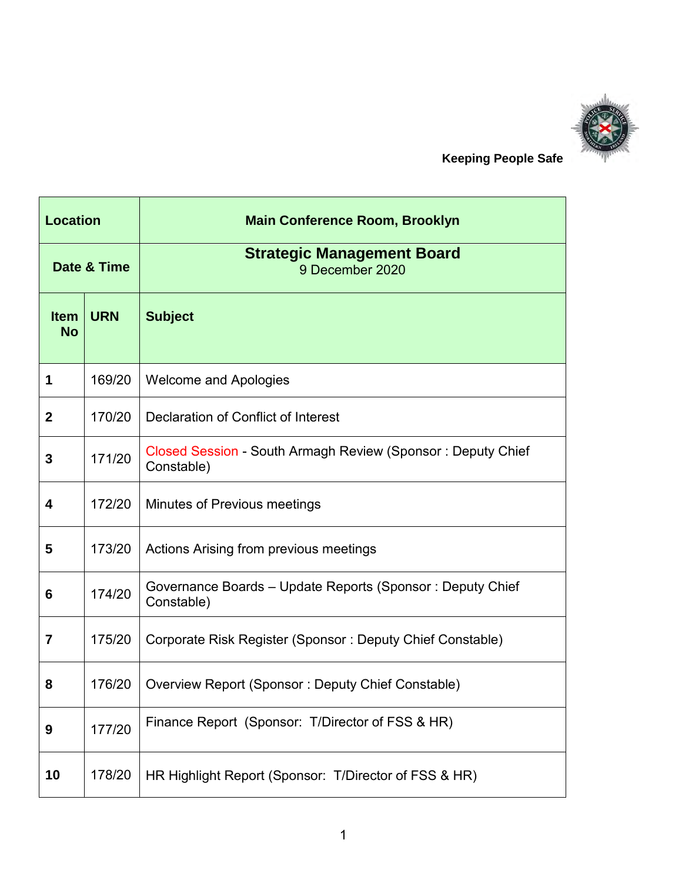**Keeping People Safe**

| Location | | Main Conference Room, Brooklyn |
|---|---|---|
| Date & Time | | **Strategic Management Board**<br>9 December 2020 |
| **Item No** | **URN** | **Subject** |
| **1** | 169/20 | Welcome and Apologies |
| **2** | 170/20 | Declaration of Conflict of Interest |
| **3** | 171/20 | Closed Session - South Armagh Review (Sponsor : Deputy Chief Constable) |
| **4** | 172/20 | Minutes of Previous meetings |
| **5** | 173/20 | Actions Arising from previous meetings |
| **6** | 174/20 | Governance Boards – Update Reports (Sponsor : Deputy Chief Constable) |
| **7** | 175/20 | Corporate Risk Register (Sponsor : Deputy Chief Constable) |
| **8** | 176/20 | Overview Report (Sponsor : Deputy Chief Constable) |
| **9** | 177/20 | Finance Report (Sponsor: T/Director of FSS & HR) |
| **10** | 178/20 | HR Highlight Report (Sponsor: T/Director of FSS & HR) |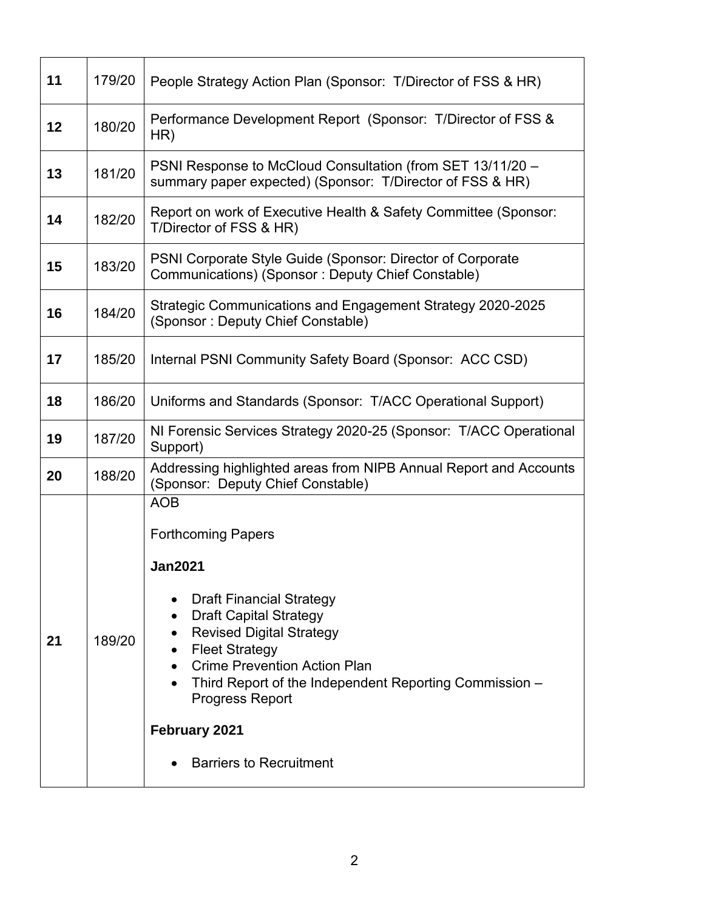| | | |
|---|---|---|
| **11** | 179/20 | People Strategy Action Plan (Sponsor: T/Director of FSS & HR) |
| **12** | 180/20 | Performance Development Report (Sponsor: T/Director of FSS & HR) |
| **13** | 181/20 | PSNI Response to McCloud Consultation (from SET 13/11/20 – summary paper expected) (Sponsor: T/Director of FSS & HR) |
| **14** | 182/20 | Report on work of Executive Health & Safety Committee (Sponsor: T/Director of FSS & HR) |
| **15** | 183/20 | PSNI Corporate Style Guide (Sponsor: Director of Corporate Communications) (Sponsor : Deputy Chief Constable) |
| **16** | 184/20 | Strategic Communications and Engagement Strategy 2020-2025 (Sponsor : Deputy Chief Constable) |
| **17** | 185/20 | Internal PSNI Community Safety Board (Sponsor: ACC CSD) |
| **18** | 186/20 | Uniforms and Standards (Sponsor: T/ACC Operational Support) |
| **19** | 187/20 | NI Forensic Services Strategy 2020-25 (Sponsor: T/ACC Operational Support) |
| **20** | 188/20 | Addressing highlighted areas from NIPB Annual Report and Accounts (Sponsor: Deputy Chief Constable) |
| **21** | 189/20 | AOB<br><br>Forthcoming Papers<br><br>**Jan2021**<br><br>• Draft Financial Strategy<br>• Draft Capital Strategy<br>• Revised Digital Strategy<br>• Fleet Strategy<br>• Crime Prevention Action Plan<br>• Third Report of the Independent Reporting Commission – Progress Report<br><br>**February 2021**<br><br>• Barriers to Recruitment |